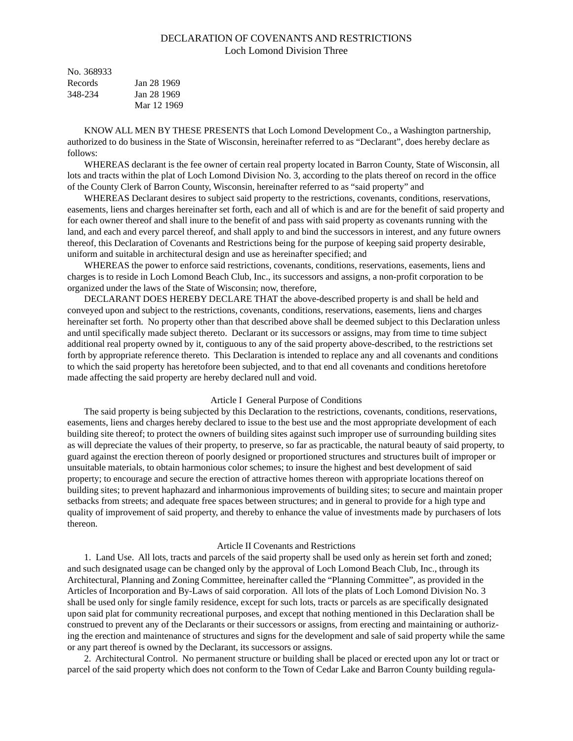# DECLARATION OF COVENANTS AND RESTRICTIONS
## Loch Lomond Division Three

No. 368933
Records Jan 28 1969
348-234 Jan 28 1969
Mar 12 1969

KNOW ALL MEN BY THESE PRESENTS that Loch Lomond Development Co., a Washington partnership, authorized to do business in the State of Wisconsin, hereinafter referred to as "Declarant", does hereby declare as follows:

WHEREAS declarant is the fee owner of certain real property located in Barron County, State of Wisconsin, all lots and tracts within the plat of Loch Lomond Division No. 3, according to the plats thereof on record in the office of the County Clerk of Barron County, Wisconsin, hereinafter referred to as "said property" and

WHEREAS Declarant desires to subject said property to the restrictions, covenants, conditions, reservations, easements, liens and charges hereinafter set forth, each and all of which is and are for the benefit of said property and for each owner thereof and shall inure to the benefit of and pass with said property as covenants running with the land, and each and every parcel thereof, and shall apply to and bind the successors in interest, and any future owners thereof, this Declaration of Covenants and Restrictions being for the purpose of keeping said property desirable, uniform and suitable in architectural design and use as hereinafter specified; and

WHEREAS the power to enforce said restrictions, covenants, conditions, reservations, easements, liens and charges is to reside in Loch Lomond Beach Club, Inc., its successors and assigns, a non-profit corporation to be organized under the laws of the State of Wisconsin; now, therefore,

DECLARANT DOES HEREBY DECLARE THAT the above-described property is and shall be held and conveyed upon and subject to the restrictions, covenants, conditions, reservations, easements, liens and charges hereinafter set forth. No property other than that described above shall be deemed subject to this Declaration unless and until specifically made subject thereto. Declarant or its successors or assigns, may from time to time subject additional real property owned by it, contiguous to any of the said property above-described, to the restrictions set forth by appropriate reference thereto. This Declaration is intended to replace any and all covenants and conditions to which the said property has heretofore been subjected, and to that end all covenants and conditions heretofore made affecting the said property are hereby declared null and void.

### Article I General Purpose of Conditions

The said property is being subjected by this Declaration to the restrictions, covenants, conditions, reservations, easements, liens and charges hereby declared to issue to the best use and the most appropriate development of each building site thereof; to protect the owners of building sites against such improper use of surrounding building sites as will depreciate the values of their property, to preserve, so far as practicable, the natural beauty of said property, to guard against the erection thereon of poorly designed or proportioned structures and structures built of improper or unsuitable materials, to obtain harmonious color schemes; to insure the highest and best development of said property; to encourage and secure the erection of attractive homes thereon with appropriate locations thereof on building sites; to prevent haphazard and inharmonious improvements of building sites; to secure and maintain proper setbacks from streets; and adequate free spaces between structures; and in general to provide for a high type and quality of improvement of said property, and thereby to enhance the value of investments made by purchasers of lots thereon.

### Article II Covenants and Restrictions

1. Land Use. All lots, tracts and parcels of the said property shall be used only as herein set forth and zoned; and such designated usage can be changed only by the approval of Loch Lomond Beach Club, Inc., through its Architectural, Planning and Zoning Committee, hereinafter called the "Planning Committee", as provided in the Articles of Incorporation and By-Laws of said corporation. All lots of the plats of Loch Lomond Division No. 3 shall be used only for single family residence, except for such lots, tracts or parcels as are specifically designated upon said plat for community recreational purposes, and except that nothing mentioned in this Declaration shall be construed to prevent any of the Declarants or their successors or assigns, from erecting and maintaining or authorizing the erection and maintenance of structures and signs for the development and sale of said property while the same or any part thereof is owned by the Declarant, its successors or assigns.

2. Architectural Control. No permanent structure or building shall be placed or erected upon any lot or tract or parcel of the said property which does not conform to the Town of Cedar Lake and Barron County building regula-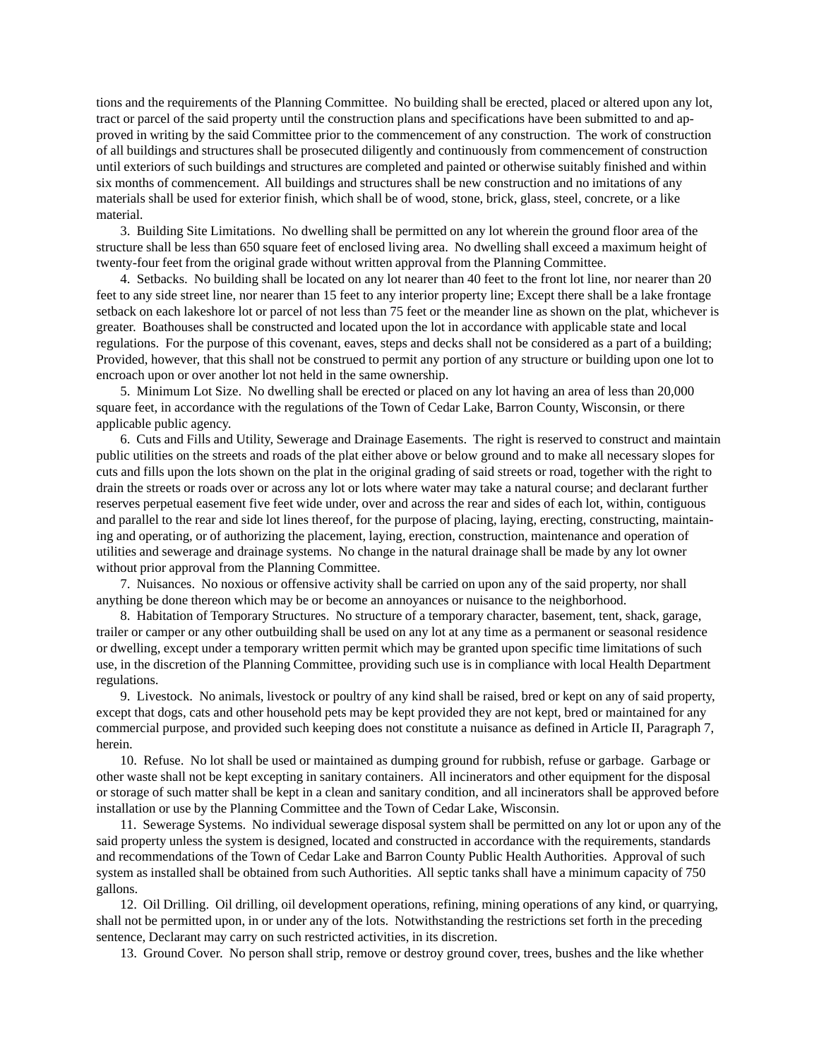tions and the requirements of the Planning Committee. No building shall be erected, placed or altered upon any lot, tract or parcel of the said property until the construction plans and specifications have been submitted to and approved in writing by the said Committee prior to the commencement of any construction. The work of construction of all buildings and structures shall be prosecuted diligently and continuously from commencement of construction until exteriors of such buildings and structures are completed and painted or otherwise suitably finished and within six months of commencement. All buildings and structures shall be new construction and no imitations of any materials shall be used for exterior finish, which shall be of wood, stone, brick, glass, steel, concrete, or a like material.

3. Building Site Limitations. No dwelling shall be permitted on any lot wherein the ground floor area of the structure shall be less than 650 square feet of enclosed living area. No dwelling shall exceed a maximum height of twenty-four feet from the original grade without written approval from the Planning Committee.

4. Setbacks. No building shall be located on any lot nearer than 40 feet to the front lot line, nor nearer than 20 feet to any side street line, nor nearer than 15 feet to any interior property line; Except there shall be a lake frontage setback on each lakeshore lot or parcel of not less than 75 feet or the meander line as shown on the plat, whichever is greater. Boathouses shall be constructed and located upon the lot in accordance with applicable state and local regulations. For the purpose of this covenant, eaves, steps and decks shall not be considered as a part of a building; Provided, however, that this shall not be construed to permit any portion of any structure or building upon one lot to encroach upon or over another lot not held in the same ownership.

5. Minimum Lot Size. No dwelling shall be erected or placed on any lot having an area of less than 20,000 square feet, in accordance with the regulations of the Town of Cedar Lake, Barron County, Wisconsin, or there applicable public agency.

6. Cuts and Fills and Utility, Sewerage and Drainage Easements. The right is reserved to construct and maintain public utilities on the streets and roads of the plat either above or below ground and to make all necessary slopes for cuts and fills upon the lots shown on the plat in the original grading of said streets or road, together with the right to drain the streets or roads over or across any lot or lots where water may take a natural course; and declarant further reserves perpetual easement five feet wide under, over and across the rear and sides of each lot, within, contiguous and parallel to the rear and side lot lines thereof, for the purpose of placing, laying, erecting, constructing, maintaining and operating, or of authorizing the placement, laying, erection, construction, maintenance and operation of utilities and sewerage and drainage systems. No change in the natural drainage shall be made by any lot owner without prior approval from the Planning Committee.

7. Nuisances. No noxious or offensive activity shall be carried on upon any of the said property, nor shall anything be done thereon which may be or become an annoyances or nuisance to the neighborhood.

8. Habitation of Temporary Structures. No structure of a temporary character, basement, tent, shack, garage, trailer or camper or any other outbuilding shall be used on any lot at any time as a permanent or seasonal residence or dwelling, except under a temporary written permit which may be granted upon specific time limitations of such use, in the discretion of the Planning Committee, providing such use is in compliance with local Health Department regulations.

9. Livestock. No animals, livestock or poultry of any kind shall be raised, bred or kept on any of said property, except that dogs, cats and other household pets may be kept provided they are not kept, bred or maintained for any commercial purpose, and provided such keeping does not constitute a nuisance as defined in Article II, Paragraph 7, herein.

10. Refuse. No lot shall be used or maintained as dumping ground for rubbish, refuse or garbage. Garbage or other waste shall not be kept excepting in sanitary containers. All incinerators and other equipment for the disposal or storage of such matter shall be kept in a clean and sanitary condition, and all incinerators shall be approved before installation or use by the Planning Committee and the Town of Cedar Lake, Wisconsin.

11. Sewerage Systems. No individual sewerage disposal system shall be permitted on any lot or upon any of the said property unless the system is designed, located and constructed in accordance with the requirements, standards and recommendations of the Town of Cedar Lake and Barron County Public Health Authorities. Approval of such system as installed shall be obtained from such Authorities. All septic tanks shall have a minimum capacity of 750 gallons.

12. Oil Drilling. Oil drilling, oil development operations, refining, mining operations of any kind, or quarrying, shall not be permitted upon, in or under any of the lots. Notwithstanding the restrictions set forth in the preceding sentence, Declarant may carry on such restricted activities, in its discretion.

13. Ground Cover. No person shall strip, remove or destroy ground cover, trees, bushes and the like whether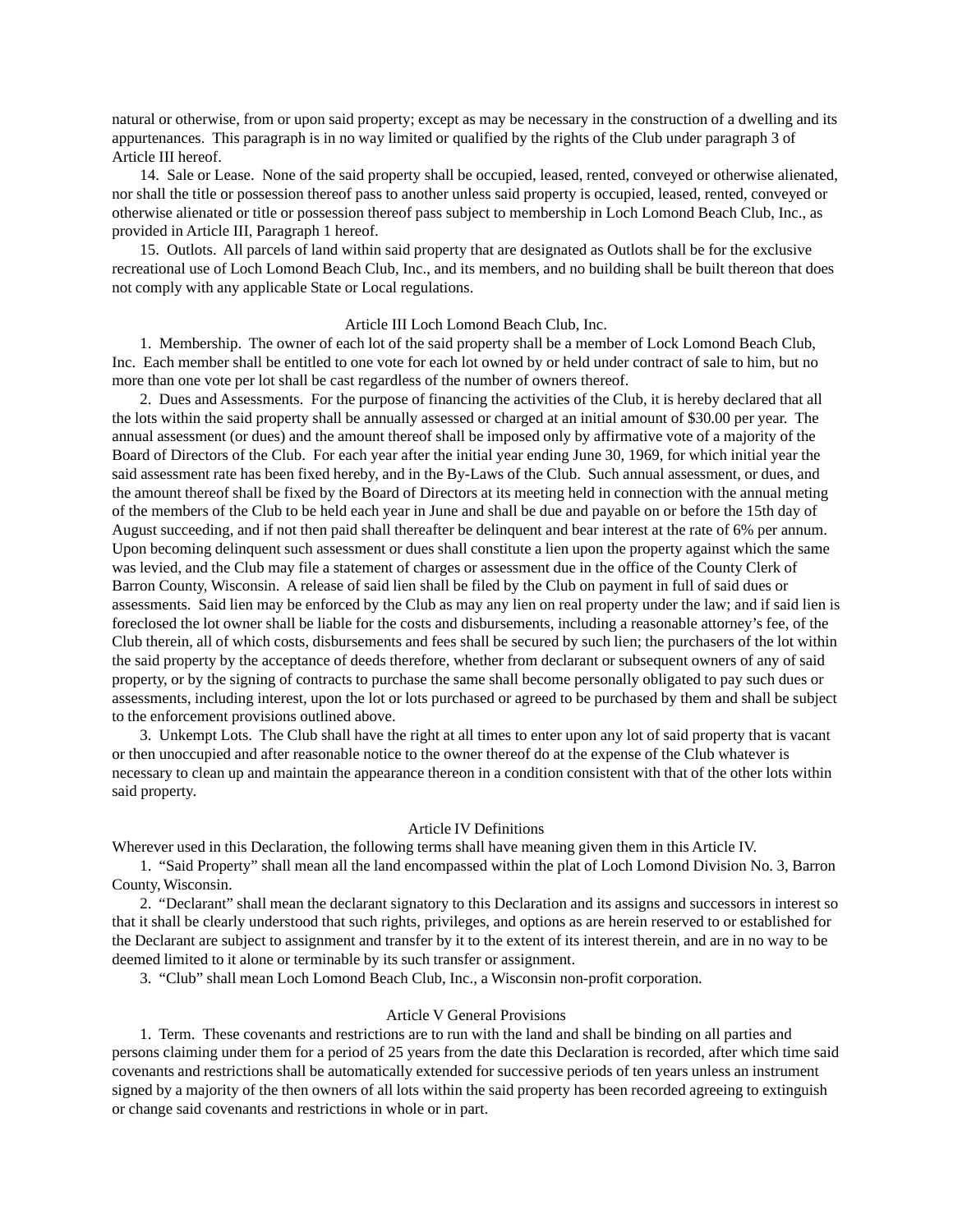natural or otherwise, from or upon said property; except as may be necessary in the construction of a dwelling and its appurtenances. This paragraph is in no way limited or qualified by the rights of the Club under paragraph 3 of Article III hereof.

14. Sale or Lease. None of the said property shall be occupied, leased, rented, conveyed or otherwise alienated, nor shall the title or possession thereof pass to another unless said property is occupied, leased, rented, conveyed or otherwise alienated or title or possession thereof pass subject to membership in Loch Lomond Beach Club, Inc., as provided in Article III, Paragraph 1 hereof.

15. Outlots. All parcels of land within said property that are designated as Outlots shall be for the exclusive recreational use of Loch Lomond Beach Club, Inc., and its members, and no building shall be built thereon that does not comply with any applicable State or Local regulations.

## Article III Loch Lomond Beach Club, Inc.

1. Membership. The owner of each lot of the said property shall be a member of Lock Lomond Beach Club, Inc. Each member shall be entitled to one vote for each lot owned by or held under contract of sale to him, but no more than one vote per lot shall be cast regardless of the number of owners thereof.

2. Dues and Assessments. For the purpose of financing the activities of the Club, it is hereby declared that all the lots within the said property shall be annually assessed or charged at an initial amount of $30.00 per year. The annual assessment (or dues) and the amount thereof shall be imposed only by affirmative vote of a majority of the Board of Directors of the Club. For each year after the initial year ending June 30, 1969, for which initial year the said assessment rate has been fixed hereby, and in the By-Laws of the Club. Such annual assessment, or dues, and the amount thereof shall be fixed by the Board of Directors at its meeting held in connection with the annual meting of the members of the Club to be held each year in June and shall be due and payable on or before the 15th day of August succeeding, and if not then paid shall thereafter be delinquent and bear interest at the rate of 6% per annum. Upon becoming delinquent such assessment or dues shall constitute a lien upon the property against which the same was levied, and the Club may file a statement of charges or assessment due in the office of the County Clerk of Barron County, Wisconsin. A release of said lien shall be filed by the Club on payment in full of said dues or assessments. Said lien may be enforced by the Club as may any lien on real property under the law; and if said lien is foreclosed the lot owner shall be liable for the costs and disbursements, including a reasonable attorney's fee, of the Club therein, all of which costs, disbursements and fees shall be secured by such lien; the purchasers of the lot within the said property by the acceptance of deeds therefore, whether from declarant or subsequent owners of any of said property, or by the signing of contracts to purchase the same shall become personally obligated to pay such dues or assessments, including interest, upon the lot or lots purchased or agreed to be purchased by them and shall be subject to the enforcement provisions outlined above.

3. Unkempt Lots. The Club shall have the right at all times to enter upon any lot of said property that is vacant or then unoccupied and after reasonable notice to the owner thereof do at the expense of the Club whatever is necessary to clean up and maintain the appearance thereon in a condition consistent with that of the other lots within said property.

## Article IV Definitions

Wherever used in this Declaration, the following terms shall have meaning given them in this Article IV.

1. "Said Property" shall mean all the land encompassed within the plat of Loch Lomond Division No. 3, Barron County, Wisconsin.

2. "Declarant" shall mean the declarant signatory to this Declaration and its assigns and successors in interest so that it shall be clearly understood that such rights, privileges, and options as are herein reserved to or established for the Declarant are subject to assignment and transfer by it to the extent of its interest therein, and are in no way to be deemed limited to it alone or terminable by its such transfer or assignment.

3. "Club" shall mean Loch Lomond Beach Club, Inc., a Wisconsin non-profit corporation.

## Article V General Provisions

1. Term. These covenants and restrictions are to run with the land and shall be binding on all parties and persons claiming under them for a period of 25 years from the date this Declaration is recorded, after which time said covenants and restrictions shall be automatically extended for successive periods of ten years unless an instrument signed by a majority of the then owners of all lots within the said property has been recorded agreeing to extinguish or change said covenants and restrictions in whole or in part.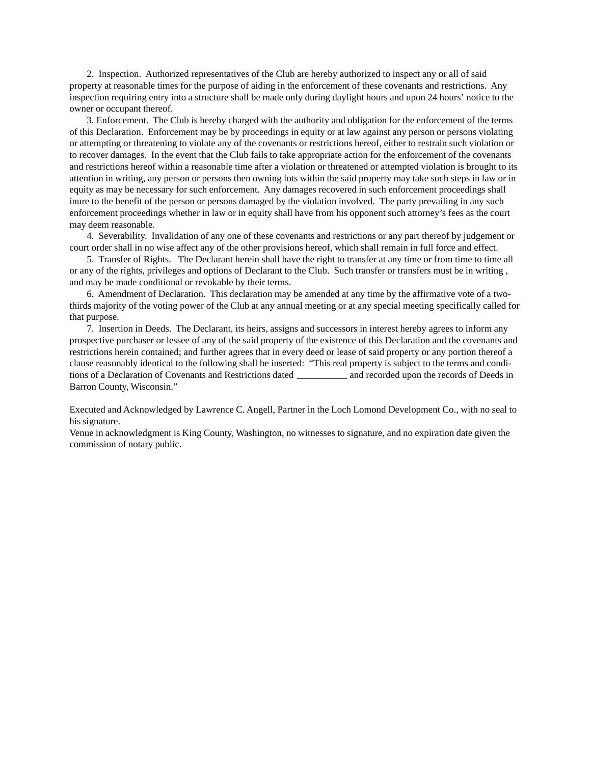2. Inspection. Authorized representatives of the Club are hereby authorized to inspect any or all of said property at reasonable times for the purpose of aiding in the enforcement of these covenants and restrictions. Any inspection requiring entry into a structure shall be made only during daylight hours and upon 24 hours' notice to the owner or occupant thereof.

3. Enforcement. The Club is hereby charged with the authority and obligation for the enforcement of the terms of this Declaration. Enforcement may be by proceedings in equity or at law against any person or persons violating or attempting or threatening to violate any of the covenants or restrictions hereof, either to restrain such violation or to recover damages. In the event that the Club fails to take appropriate action for the enforcement of the covenants and restrictions hereof within a reasonable time after a violation or threatened or attempted violation is brought to its attention in writing, any person or persons then owning lots within the said property may take such steps in law or in equity as may be necessary for such enforcement. Any damages recovered in such enforcement proceedings shall inure to the benefit of the person or persons damaged by the violation involved. The party prevailing in any such enforcement proceedings whether in law or in equity shall have from his opponent such attorney's fees as the court may deem reasonable.

4. Severability. Invalidation of any one of these covenants and restrictions or any part thereof by judgement or court order shall in no wise affect any of the other provisions hereof, which shall remain in full force and effect.

5. Transfer of Rights. The Declarant herein shall have the right to transfer at any time or from time to time all or any of the rights, privileges and options of Declarant to the Club. Such transfer or transfers must be in writing , and may be made conditional or revokable by their terms.

6. Amendment of Declaration. This declaration may be amended at any time by the affirmative vote of a two-thirds majority of the voting power of the Club at any annual meeting or at any special meeting specifically called for that purpose.

7. Insertion in Deeds. The Declarant, its heirs, assigns and successors in interest hereby agrees to inform any prospective purchaser or lessee of any of the said property of the existence of this Declaration and the covenants and restrictions herein contained; and further agrees that in every deed or lease of said property or any portion thereof a clause reasonably identical to the following shall be inserted: "This real property is subject to the terms and conditions of a Declaration of Covenants and Restrictions dated __________ and recorded upon the records of Deeds in Barron County, Wisconsin."

Executed and Acknowledged by Lawrence C. Angell, Partner in the Loch Lomond Development Co., with no seal to his signature.
Venue in acknowledgment is King County, Washington, no witnesses to signature, and no expiration date given the commission of notary public.